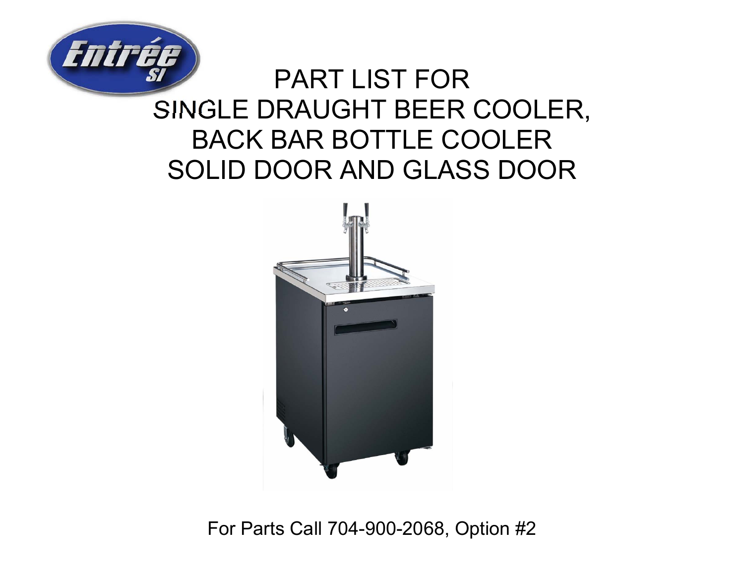# PART LIST FOR SINGLE DRAUGHT BEER COOLER, BACK BAR BOTTLE COOLER SOLID DOOR AND GLASS DOOR

For Parts Call 704-900-2068, Option #2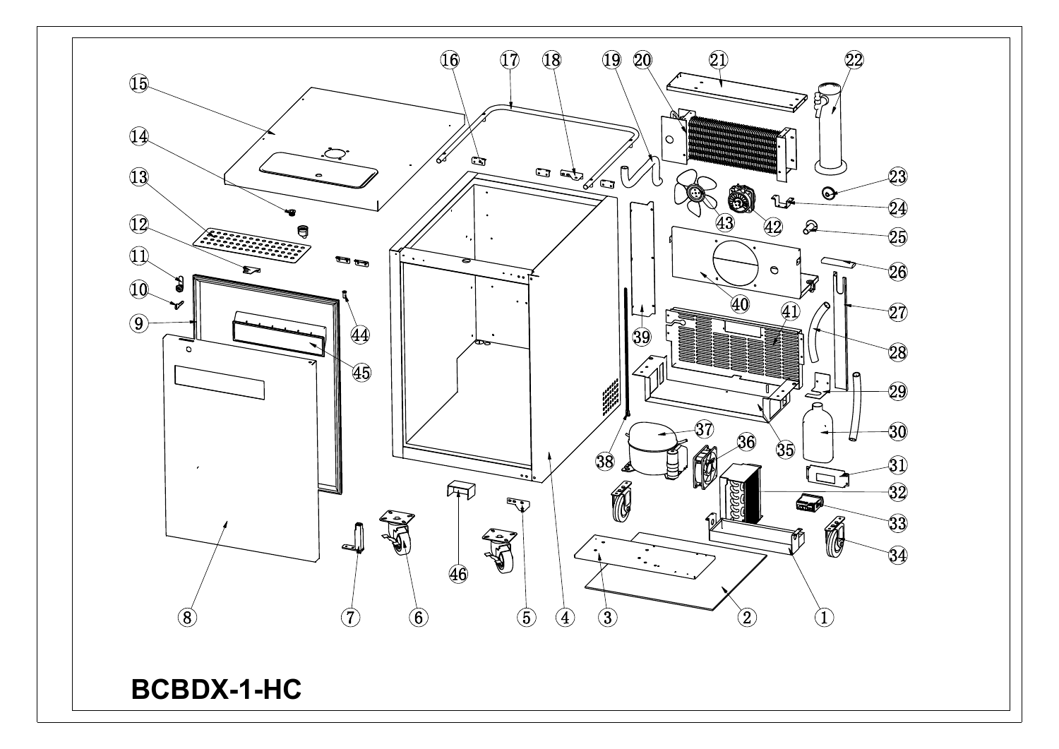# BCBDX-1-HC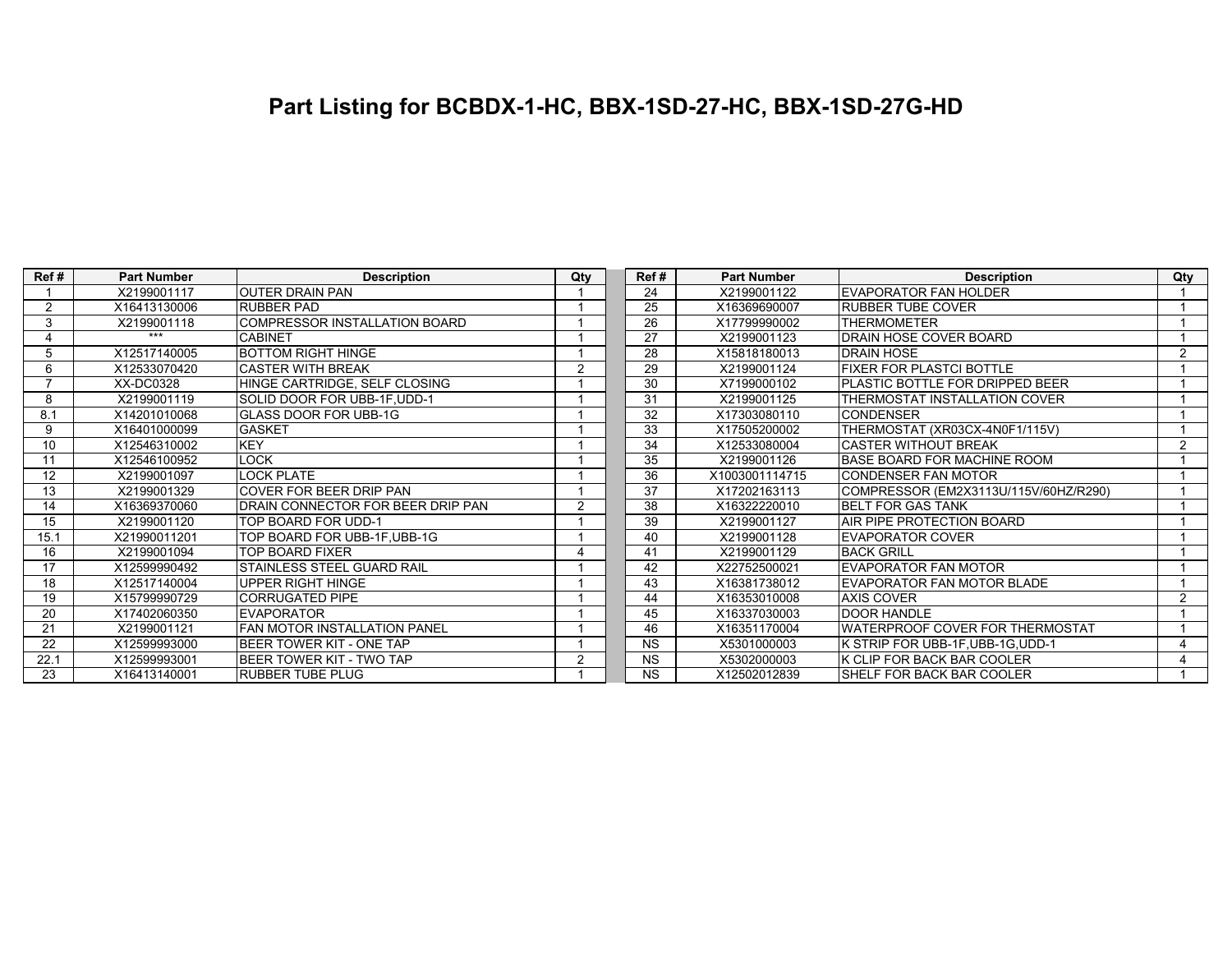# Part Listing for BCBDX-1-HC, BBX-1SD-27-HC, BBX-1SD-27G-HD

| Ref # | Part Number | Description | Qty |
|---|---|---|---|
| 1 | X2199001117 | OUTER DRAIN PAN | 1 |
| 2 | X16413130006 | RUBBER PAD | 1 |
| 3 | X2199001118 | COMPRESSOR INSTALLATION BOARD | 1 |
| 4 | *** | CABINET | 1 |
| 5 | X12517140005 | BOTTOM RIGHT HINGE | 1 |
| 6 | X12533070420 | CASTER WITH BREAK | 2 |
| 7 | XX-DC0328 | HINGE CARTRIDGE, SELF CLOSING | 1 |
| 8 | X2199001119 | SOLID DOOR FOR UBB-1F,UDD-1 | 1 |
| 8.1 | X14201010068 | GLASS DOOR FOR UBB-1G | 1 |
| 9 | X16401000099 | GASKET | 1 |
| 10 | X12546310002 | KEY | 1 |
| 11 | X12546100952 | LOCK | 1 |
| 12 | X2199001097 | LOCK PLATE | 1 |
| 13 | X2199001329 | COVER FOR BEER DRIP PAN | 1 |
| 14 | X16369370060 | DRAIN CONNECTOR FOR BEER DRIP PAN | 2 |
| 15 | X2199001120 | TOP BOARD FOR UDD-1 | 1 |
| 15.1 | X21990011201 | TOP BOARD FOR UBB-1F,UBB-1G | 1 |
| 16 | X2199001094 | TOP BOARD FIXER | 4 |
| 17 | X12599990492 | STAINLESS STEEL GUARD RAIL | 1 |
| 18 | X12517140004 | UPPER RIGHT HINGE | 1 |
| 19 | X15799990729 | CORRUGATED PIPE | 1 |
| 20 | X17402060350 | EVAPORATOR | 1 |
| 21 | X2199001121 | FAN MOTOR INSTALLATION PANEL | 1 |
| 22 | X12599993000 | BEER TOWER KIT - ONE TAP | 1 |
| 22.1 | X12599993001 | BEER TOWER KIT - TWO TAP | 2 |
| 23 | X16413140001 | RUBBER TUBE PLUG | 1 |
| 24 | X2199001122 | EVAPORATOR FAN HOLDER | 1 |
| 25 | X16369690007 | RUBBER TUBE COVER | 1 |
| 26 | X17799990002 | THERMOMETER | 1 |
| 27 | X2199001123 | DRAIN HOSE COVER BOARD | 1 |
| 28 | X15818180013 | DRAIN HOSE | 2 |
| 29 | X2199001124 | FIXER FOR PLASTCI BOTTLE | 1 |
| 30 | X7199000102 | PLASTIC BOTTLE FOR DRIPPED BEER | 1 |
| 31 | X2199001125 | THERMOSTAT INSTALLATION COVER | 1 |
| 32 | X17303080110 | CONDENSER | 1 |
| 33 | X17505200002 | THERMOSTAT (XR03CX-4N0F1/115V) | 1 |
| 34 | X12533080004 | CASTER WITHOUT BREAK | 2 |
| 35 | X2199001126 | BASE BOARD FOR MACHINE ROOM | 1 |
| 36 | X1003001114715 | CONDENSER FAN MOTOR | 1 |
| 37 | X17202163113 | COMPRESSOR (EM2X3113U/115V/60HZ/R290) | 1 |
| 38 | X16322220010 | BELT FOR GAS TANK | 1 |
| 39 | X2199001127 | AIR PIPE PROTECTION BOARD | 1 |
| 40 | X2199001128 | EVAPORATOR COVER | 1 |
| 41 | X2199001129 | BACK GRILL | 1 |
| 42 | X22752500021 | EVAPORATOR FAN MOTOR | 1 |
| 43 | X16381738012 | EVAPORATOR FAN MOTOR BLADE | 1 |
| 44 | X16353010008 | AXIS COVER | 2 |
| 45 | X16337030003 | DOOR HANDLE | 1 |
| 46 | X16351170004 | WATERPROOF COVER FOR THERMOSTAT | 1 |
| NS | X5301000003 | K STRIP FOR UBB-1F,UBB-1G,UDD-1 | 4 |
| NS | X5302000003 | K CLIP FOR BACK BAR COOLER | 4 |
| NS | X12502012839 | SHELF FOR BACK BAR COOLER | 1 |